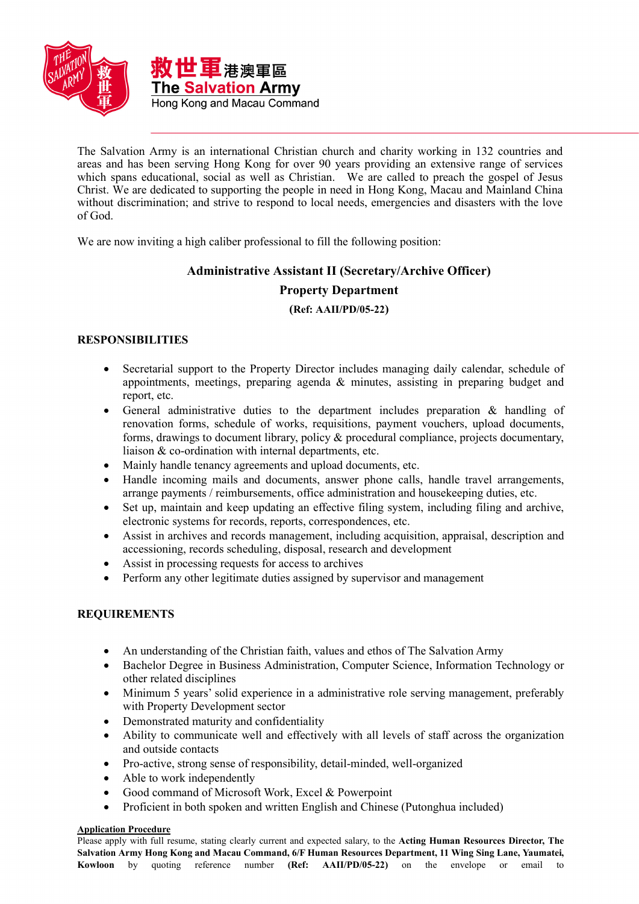救世軍港澳軍區
The Salvation Army
Hong Kong and Macau Command

The Salvation Army is an international Christian church and charity working in 132 countries and areas and has been serving Hong Kong for over 90 years providing an extensive range of services which spans educational, social as well as Christian. We are called to preach the gospel of Jesus Christ. We are dedicated to supporting the people in need in Hong Kong, Macau and Mainland China without discrimination; and strive to respond to local needs, emergencies and disasters with the love of God.

We are now inviting a high caliber professional to fill the following position:

**Administrative Assistant II (Secretary/Archive Officer)**

**Property Department**

**(Ref: AAII/PD/05-22)**

## RESPONSIBILITIES

- Secretarial support to the Property Director includes managing daily calendar, schedule of appointments, meetings, preparing agenda & minutes, assisting in preparing budget and report, etc.
- General administrative duties to the department includes preparation & handling of renovation forms, schedule of works, requisitions, payment vouchers, upload documents, forms, drawings to document library, policy & procedural compliance, projects documentary, liaison & co-ordination with internal departments, etc.
- Mainly handle tenancy agreements and upload documents, etc.
- Handle incoming mails and documents, answer phone calls, handle travel arrangements, arrange payments / reimbursements, office administration and housekeeping duties, etc.
- Set up, maintain and keep updating an effective filing system, including filing and archive, electronic systems for records, reports, correspondences, etc.
- Assist in archives and records management, including acquisition, appraisal, description and accessioning, records scheduling, disposal, research and development
- Assist in processing requests for access to archives
- Perform any other legitimate duties assigned by supervisor and management

## REQUIREMENTS

- An understanding of the Christian faith, values and ethos of The Salvation Army
- Bachelor Degree in Business Administration, Computer Science, Information Technology or other related disciplines
- Minimum 5 years' solid experience in a administrative role serving management, preferably with Property Development sector
- Demonstrated maturity and confidentiality
- Ability to communicate well and effectively with all levels of staff across the organization and outside contacts
- Pro-active, strong sense of responsibility, detail-minded, well-organized
- Able to work independently
- Good command of Microsoft Work, Excel & Powerpoint
- Proficient in both spoken and written English and Chinese (Putonghua included)

**Application Procedure**

Please apply with full resume, stating clearly current and expected salary, to the **Acting Human Resources Director, The Salvation Army Hong Kong and Macau Command, 6/F Human Resources Department, 11 Wing Sing Lane, Yaumatei, Kowloon** by quoting reference number **(Ref: AAII/PD/05-22)** on the envelope or email to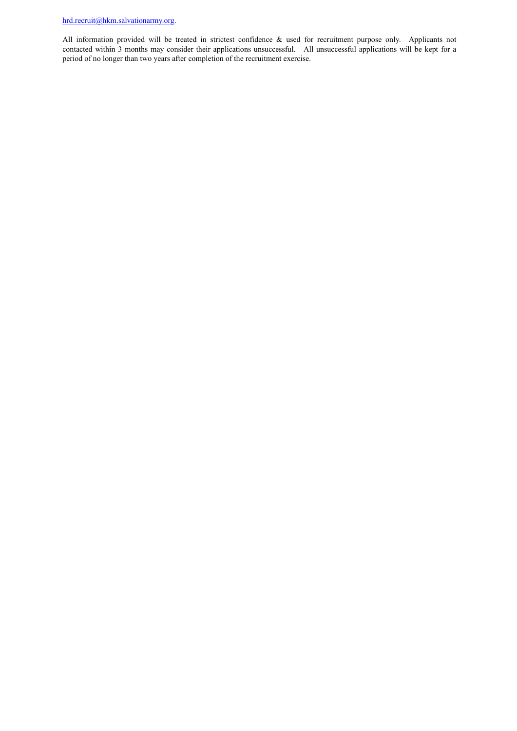hrd.recruit@hkm.salvationarmy.org.

All information provided will be treated in strictest confidence & used for recruitment purpose only. Applicants not contacted within 3 months may consider their applications unsuccessful. All unsuccessful applications will be kept for a period of no longer than two years after completion of the recruitment exercise.